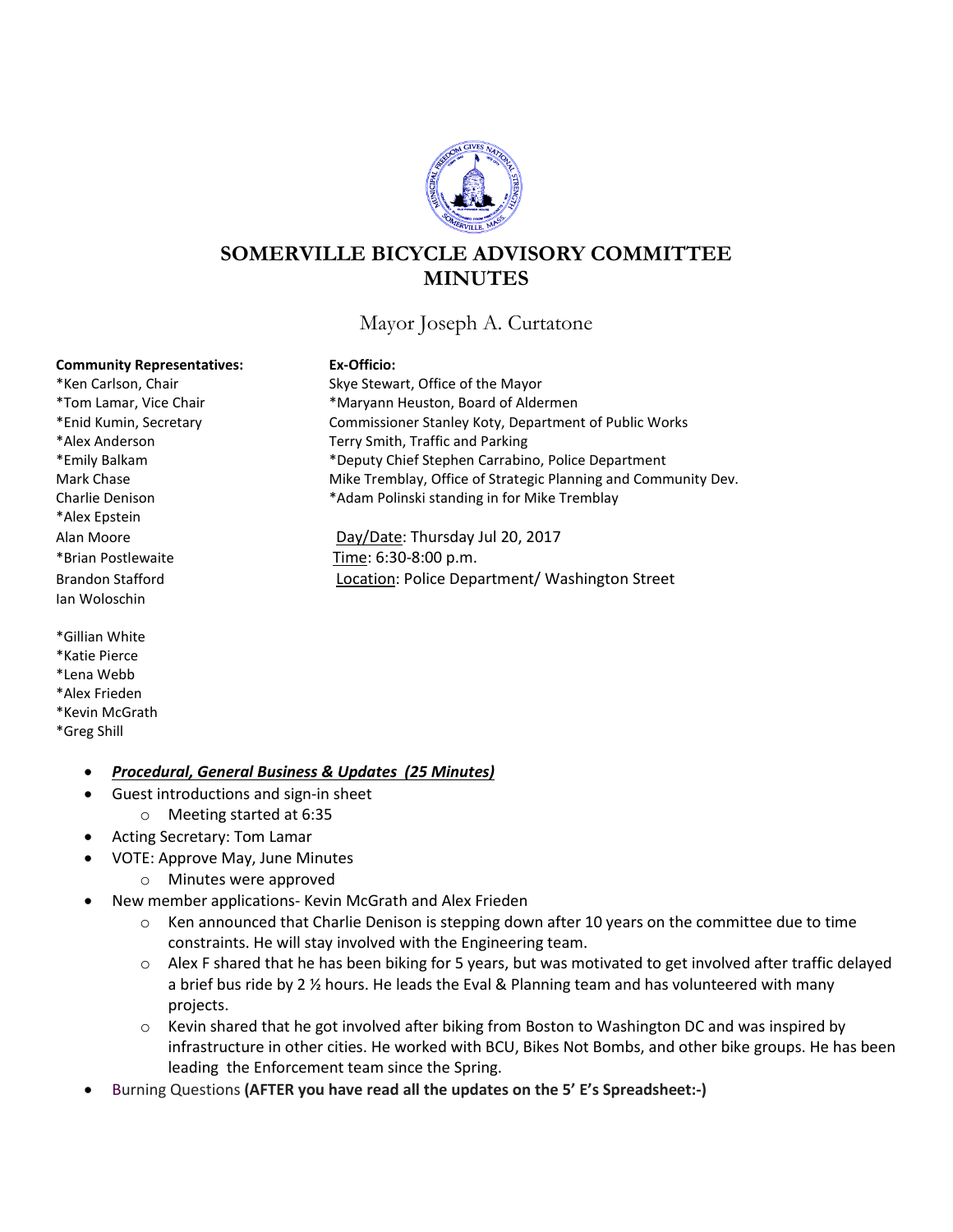# SOMERVILLE BICYCLE ADVISORY COMMITTEE MINUTES

Mayor Joseph A. Curtatone

**Community Representatives:**

*Ken Carlson, Chair
*Tom Lamar, Vice Chair
*Enid Kumin, Secretary
*Alex Anderson
*Emily Balkam
Mark Chase
Charlie Denison
*Alex Epstein
Alan Moore
*Brian Postlewaite
Brandon Stafford
Ian Woloschin

*Gillian White
*Katie Pierce
*Lena Webb
*Alex Frieden
*Kevin McGrath
*Greg Shill

**Ex-Officio:**

Skye Stewart, Office of the Mayor
*Maryann Heuston, Board of Aldermen
Commissioner Stanley Koty, Department of Public Works
Terry Smith, Traffic and Parking
*Deputy Chief Stephen Carrabino, Police Department
Mike Tremblay, Office of Strategic Planning and Community Dev.
*Adam Polinski standing in for Mike Tremblay

Day/Date: Thursday Jul 20, 2017
Time: 6:30-8:00 p.m.
Location: Police Department/ Washington Street

- ***Procedural, General Business & Updates (25 Minutes)***
- Guest introductions and sign-in sheet
  - Meeting started at 6:35
- Acting Secretary: Tom Lamar
- VOTE: Approve May, June Minutes
  - Minutes were approved
- New member applications- Kevin McGrath and Alex Frieden
  - Ken announced that Charlie Denison is stepping down after 10 years on the committee due to time constraints. He will stay involved with the Engineering team.
  - Alex F shared that he has been biking for 5 years, but was motivated to get involved after traffic delayed a brief bus ride by 2 ½ hours. He leads the Eval & Planning team and has volunteered with many projects.
  - Kevin shared that he got involved after biking from Boston to Washington DC and was inspired by infrastructure in other cities. He worked with BCU, Bikes Not Bombs, and other bike groups. He has been leading the Enforcement team since the Spring.
- Burning Questions **(AFTER you have read all the updates on the 5' E's Spreadsheet:-)**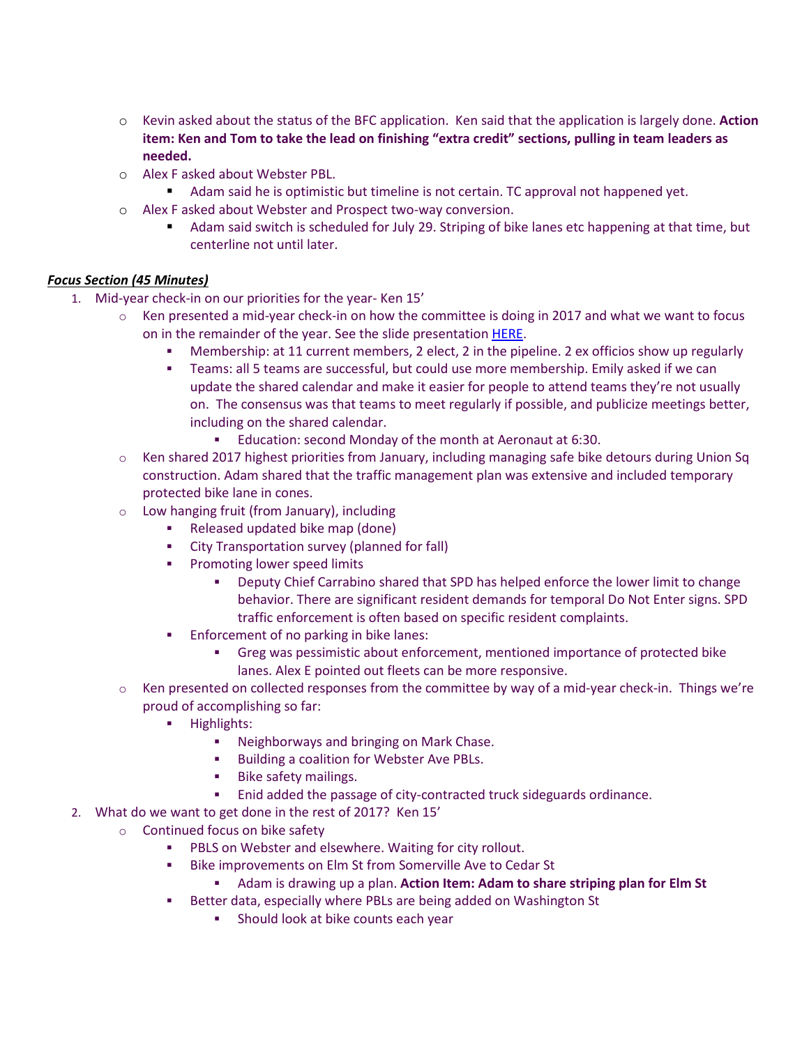- Kevin asked about the status of the BFC application. Ken said that the application is largely done. **Action item: Ken and Tom to take the lead on finishing "extra credit" sections, pulling in team leaders as needed.**
- Alex F asked about Webster PBL.
  - Adam said he is optimistic but timeline is not certain. TC approval not happened yet.
- Alex F asked about Webster and Prospect two-way conversion.
  - Adam said switch is scheduled for July 29. Striping of bike lanes etc happening at that time, but centerline not until later.

***Focus Section (45 Minutes)***

1. Mid-year check-in on our priorities for the year- Ken 15'
   - Ken presented a mid-year check-in on how the committee is doing in 2017 and what we want to focus on in the remainder of the year. See the slide presentation [HERE](HERE).
     - Membership: at 11 current members, 2 elect, 2 in the pipeline. 2 ex officios show up regularly
     - Teams: all 5 teams are successful, but could use more membership. Emily asked if we can update the shared calendar and make it easier for people to attend teams they're not usually on. The consensus was that teams to meet regularly if possible, and publicize meetings better, including on the shared calendar.
       - Education: second Monday of the month at Aeronaut at 6:30.
   - Ken shared 2017 highest priorities from January, including managing safe bike detours during Union Sq construction. Adam shared that the traffic management plan was extensive and included temporary protected bike lane in cones.
   - Low hanging fruit (from January), including
     - Released updated bike map (done)
     - City Transportation survey (planned for fall)
     - Promoting lower speed limits
       - Deputy Chief Carrabino shared that SPD has helped enforce the lower limit to change behavior. There are significant resident demands for temporal Do Not Enter signs. SPD traffic enforcement is often based on specific resident complaints.
     - Enforcement of no parking in bike lanes:
       - Greg was pessimistic about enforcement, mentioned importance of protected bike lanes. Alex E pointed out fleets can be more responsive.
   - Ken presented on collected responses from the committee by way of a mid-year check-in. Things we're proud of accomplishing so far:
     - Highlights:
       - Neighborways and bringing on Mark Chase.
       - Building a coalition for Webster Ave PBLs.
       - Bike safety mailings.
       - Enid added the passage of city-contracted truck sideguards ordinance.
2. What do we want to get done in the rest of 2017? Ken 15'
   - Continued focus on bike safety
     - PBLS on Webster and elsewhere. Waiting for city rollout.
     - Bike improvements on Elm St from Somerville Ave to Cedar St
       - Adam is drawing up a plan. **Action Item: Adam to share striping plan for Elm St**
     - Better data, especially where PBLs are being added on Washington St
       - Should look at bike counts each year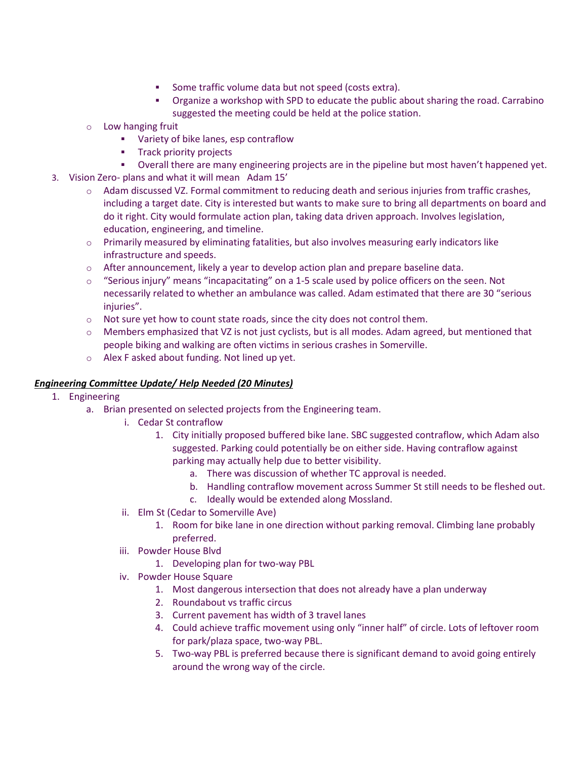- Some traffic volume data but not speed (costs extra).
      - Organize a workshop with SPD to educate the public about sharing the road. Carrabino suggested the meeting could be held at the police station.
   - Low hanging fruit
      - Variety of bike lanes, esp contraflow
      - Track priority projects
      - Overall there are many engineering projects are in the pipeline but most haven't happened yet.
3. Vision Zero- plans and what it will mean   Adam 15'
   - Adam discussed VZ. Formal commitment to reducing death and serious injuries from traffic crashes, including a target date. City is interested but wants to make sure to bring all departments on board and do it right. City would formulate action plan, taking data driven approach. Involves legislation, education, engineering, and timeline.
   - Primarily measured by eliminating fatalities, but also involves measuring early indicators like infrastructure and speeds.
   - After announcement, likely a year to develop action plan and prepare baseline data.
   - "Serious injury" means "incapacitating" on a 1-5 scale used by police officers on the seen. Not necessarily related to whether an ambulance was called. Adam estimated that there are 30 "serious injuries".
   - Not sure yet how to count state roads, since the city does not control them.
   - Members emphasized that VZ is not just cyclists, but is all modes. Adam agreed, but mentioned that people biking and walking are often victims in serious crashes in Somerville.
   - Alex F asked about funding. Not lined up yet.

***Engineering Committee Update/ Help Needed (20 Minutes)***

1. Engineering
   a. Brian presented on selected projects from the Engineering team.
      i. Cedar St contraflow
         1. City initially proposed buffered bike lane. SBC suggested contraflow, which Adam also suggested. Parking could potentially be on either side. Having contraflow against parking may actually help due to better visibility.
            a. There was discussion of whether TC approval is needed.
            b. Handling contraflow movement across Summer St still needs to be fleshed out.
            c. Ideally would be extended along Mossland.
      ii. Elm St (Cedar to Somerville Ave)
         1. Room for bike lane in one direction without parking removal. Climbing lane probably preferred.
      iii. Powder House Blvd
         1. Developing plan for two-way PBL
      iv. Powder House Square
         1. Most dangerous intersection that does not already have a plan underway
         2. Roundabout vs traffic circus
         3. Current pavement has width of 3 travel lanes
         4. Could achieve traffic movement using only "inner half" of circle. Lots of leftover room for park/plaza space, two-way PBL.
         5. Two-way PBL is preferred because there is significant demand to avoid going entirely around the wrong way of the circle.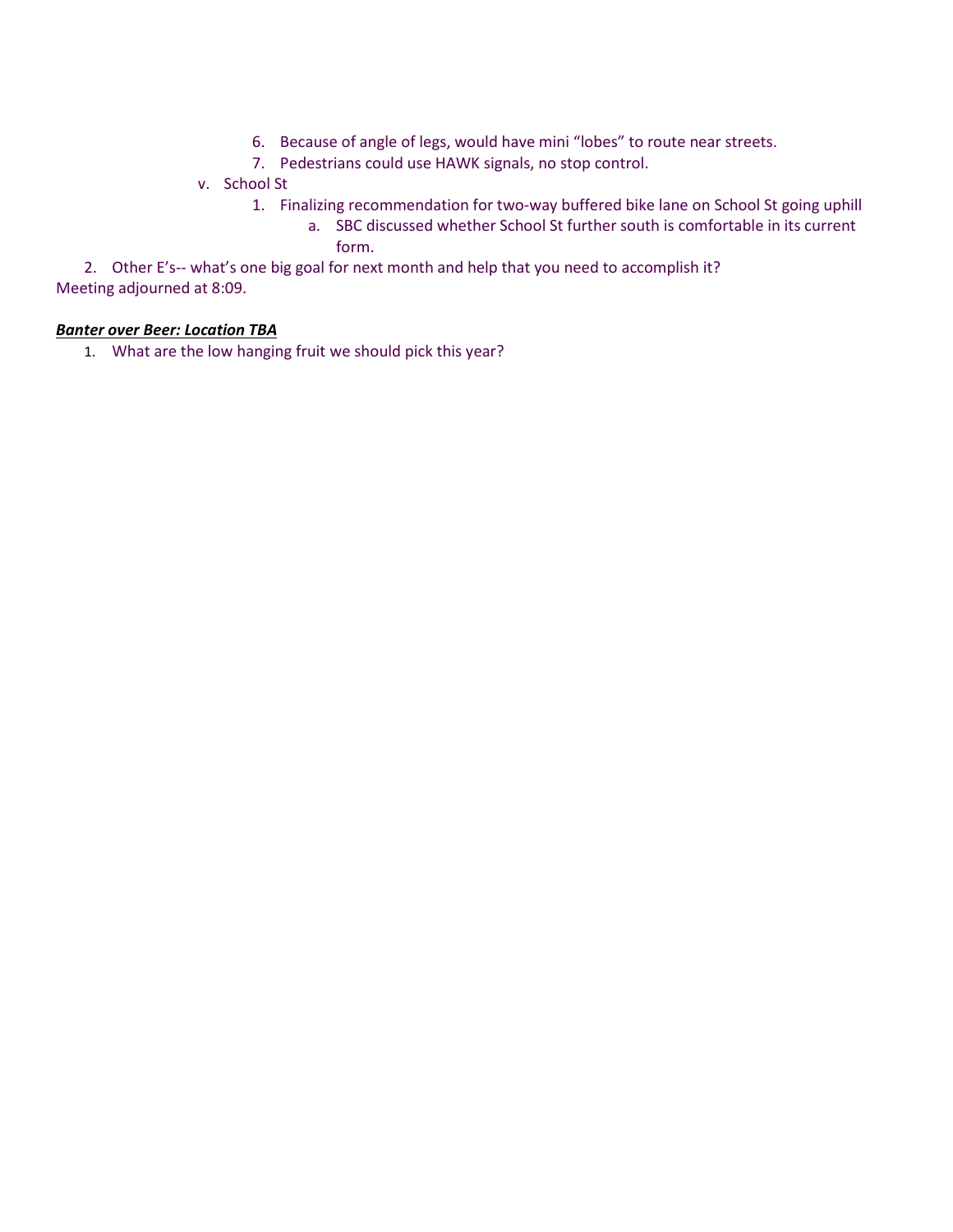6. Because of angle of legs, would have mini "lobes" to route near streets.
        7. Pedestrians could use HAWK signals, no stop control.
    v. School St
        1. Finalizing recommendation for two-way buffered bike lane on School St going uphill
            a. SBC discussed whether School St further south is comfortable in its current form.

2. Other E's-- what's one big goal for next month and help that you need to accomplish it?

Meeting adjourned at 8:09.

***Banter over Beer: Location TBA***

1. What are the low hanging fruit we should pick this year?